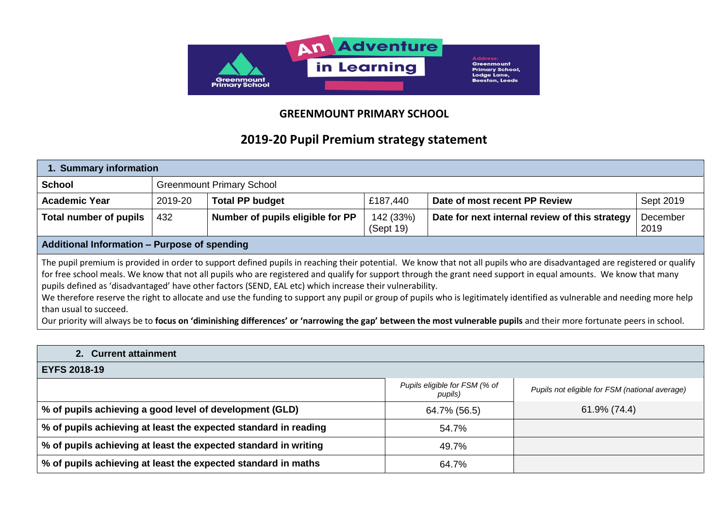# GREENMOUNT PRIMARY SCHOOL

## 2019-20 Pupil Premium strategy statement

| 1. Summary information | | | | | |
|---|---|---|---|---|---|
| **School** | Greenmount Primary School | | | | |
| **Academic Year** | 2019-20 | **Total PP budget** | £187,440 | **Date of most recent PP Review** | Sept 2019 |
| **Total number of pupils** | 432 | **Number of pupils eligible for PP** | 142 (33%) (Sept 19) | **Date for next internal review of this strategy** | December 2019 |
| **Additional Information – Purpose of spending** | | | | | |

The pupil premium is provided in order to support defined pupils in reaching their potential. We know that not all pupils who are disadvantaged are registered or qualify for free school meals. We know that not all pupils who are registered and qualify for support through the grant need support in equal amounts. We know that many pupils defined as 'disadvantaged' have other factors (SEND, EAL etc) which increase their vulnerability.

We therefore reserve the right to allocate and use the funding to support any pupil or group of pupils who is legitimately identified as vulnerable and needing more help than usual to succeed.

Our priority will always be to **focus on 'diminishing differences' or 'narrowing the gap' between the most vulnerable pupils** and their more fortunate peers in school.

| 2. Current attainment | | |
|---|---|---|
| **EYFS 2018-19** | | |
| | *Pupils eligible for FSM (% of pupils)* | *Pupils not eligible for FSM (national average)* |
| **% of pupils achieving a good level of development (GLD)** | 64.7% (56.5) | 61.9% (74.4) |
| **% of pupils achieving at least the expected standard in reading** | 54.7% | |
| **% of pupils achieving at least the expected standard in writing** | 49.7% | |
| **% of pupils achieving at least the expected standard in maths** | 64.7% | |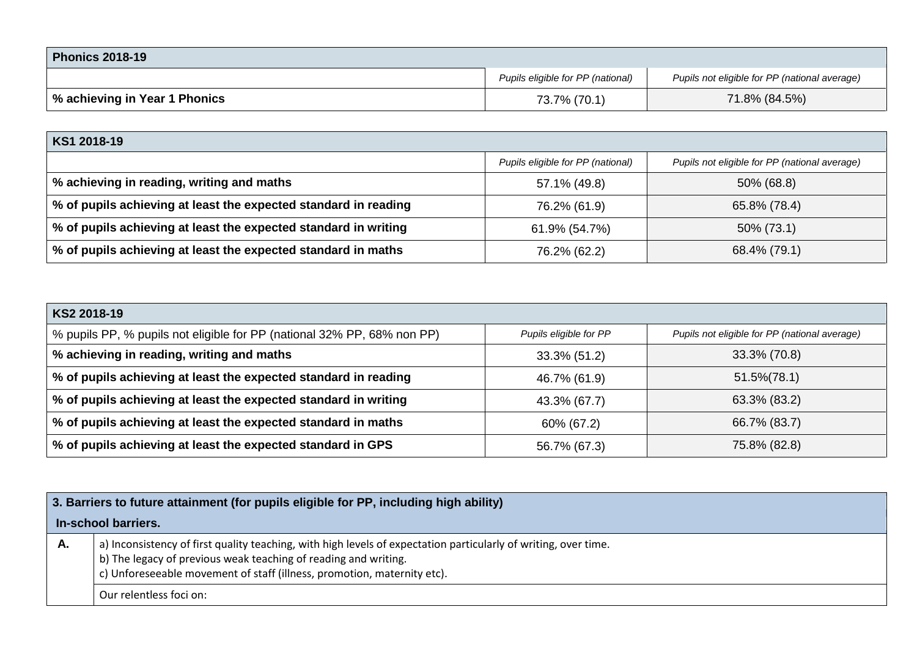| Phonics 2018-19 | | |
|---|---|---|
| | *Pupils eligible for PP (national)* | *Pupils not eligible for PP (national average)* |
| **% achieving in Year 1 Phonics** | 73.7% (70.1) | 71.8% (84.5%) |

| KS1 2018-19 | | |
|---|---|---|
| | *Pupils eligible for PP (national)* | *Pupils not eligible for PP (national average)* |
| **% achieving in reading, writing and maths** | 57.1% (49.8) | 50% (68.8) |
| **% of pupils achieving at least the expected standard in reading** | 76.2% (61.9) | 65.8% (78.4) |
| **% of pupils achieving at least the expected standard in writing** | 61.9% (54.7%) | 50% (73.1) |
| **% of pupils achieving at least the expected standard in maths** | 76.2% (62.2) | 68.4% (79.1) |

| KS2 2018-19 | | |
|---|---|---|
| % pupils PP, % pupils not eligible for PP (national 32% PP, 68% non PP) | *Pupils eligible for PP* | *Pupils not eligible for PP (national average)* |
| **% achieving in reading, writing and maths** | 33.3% (51.2) | 33.3% (70.8) |
| **% of pupils achieving at least the expected standard in reading** | 46.7% (61.9) | 51.5%(78.1) |
| **% of pupils achieving at least the expected standard in writing** | 43.3% (67.7) | 63.3% (83.2) |
| **% of pupils achieving at least the expected standard in maths** | 60% (67.2) | 66.7% (83.7) |
| **% of pupils achieving at least the expected standard in GPS** | 56.7% (67.3) | 75.8% (82.8) |

| 3. Barriers to future attainment (for pupils eligible for PP, including high ability) | |
|---|---|
| **In-school barriers.** | |
| **A.** | a) Inconsistency of first quality teaching, with high levels of expectation particularly of writing, over time.<br>b) The legacy of previous weak teaching of reading and writing.<br>c) Unforeseeable movement of staff (illness, promotion, maternity etc). |
| | Our relentless foci on: |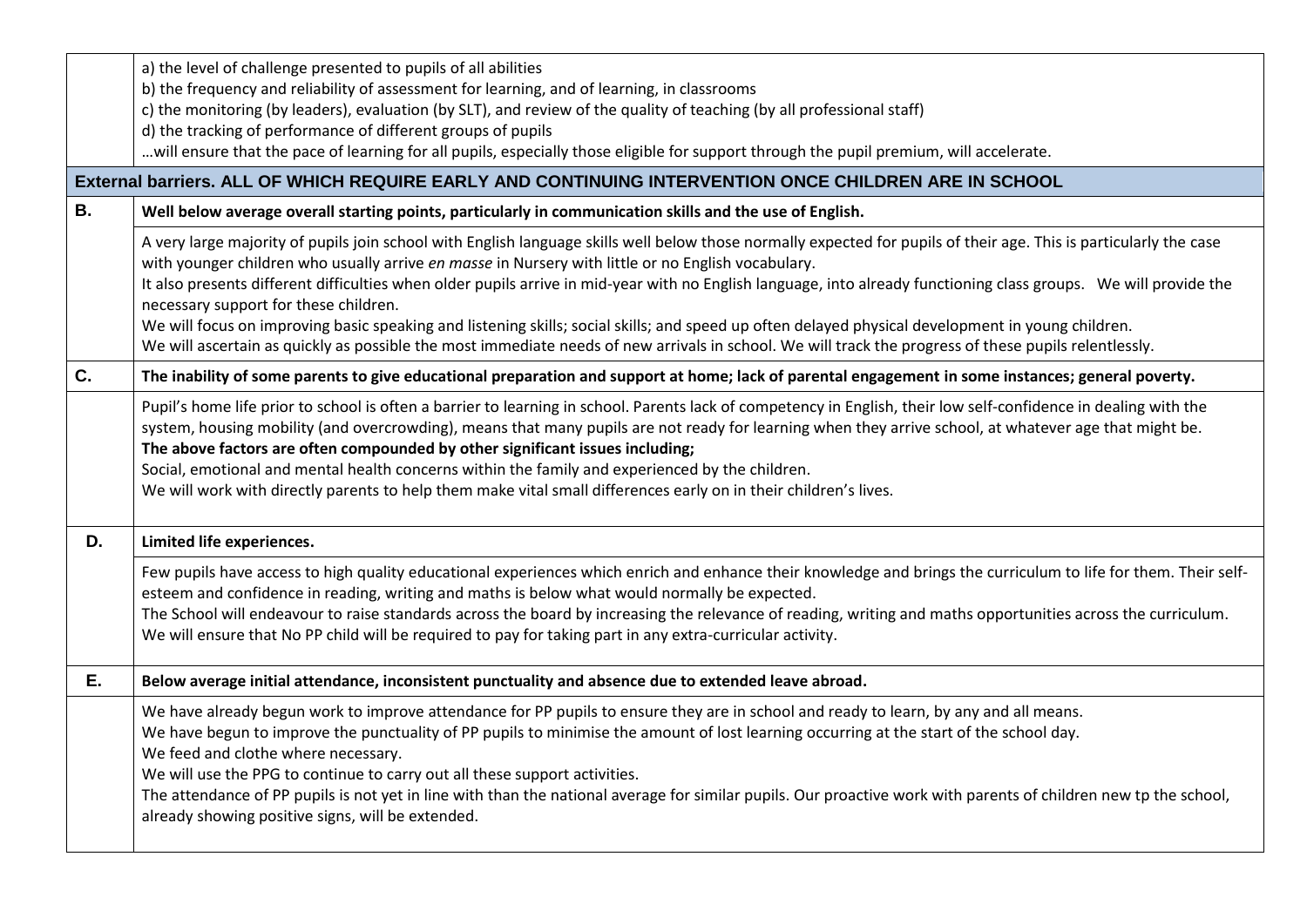| | |
|---|---|
| | a) the level of challenge presented to pupils of all abilities<br>b) the frequency and reliability of assessment for learning, and of learning, in classrooms<br>c) the monitoring (by leaders), evaluation (by SLT), and review of the quality of teaching (by all professional staff)<br>d) the tracking of performance of different groups of pupils<br>…will ensure that the pace of learning for all pupils, especially those eligible for support through the pupil premium, will accelerate. |
| **External barriers. ALL OF WHICH REQUIRE EARLY AND CONTINUING INTERVENTION ONCE CHILDREN ARE IN SCHOOL** | |
| **B.** | **Well below average overall starting points, particularly in communication skills and the use of English.** |
| | A very large majority of pupils join school with English language skills well below those normally expected for pupils of their age. This is particularly the case with younger children who usually arrive *en masse* in Nursery with little or no English vocabulary.<br>It also presents different difficulties when older pupils arrive in mid-year with no English language, into already functioning class groups. We will provide the necessary support for these children.<br>We will focus on improving basic speaking and listening skills; social skills; and speed up often delayed physical development in young children.<br>We will ascertain as quickly as possible the most immediate needs of new arrivals in school. We will track the progress of these pupils relentlessly. |
| **C.** | **The inability of some parents to give educational preparation and support at home; lack of parental engagement in some instances; general poverty.** |
| | Pupil's home life prior to school is often a barrier to learning in school. Parents lack of competency in English, their low self-confidence in dealing with the system, housing mobility (and overcrowding), means that many pupils are not ready for learning when they arrive school, at whatever age that might be.<br>**The above factors are often compounded by other significant issues including;**<br>Social, emotional and mental health concerns within the family and experienced by the children.<br>We will work with directly parents to help them make vital small differences early on in their children's lives. |
| **D.** | **Limited life experiences.** |
| | Few pupils have access to high quality educational experiences which enrich and enhance their knowledge and brings the curriculum to life for them. Their self-esteem and confidence in reading, writing and maths is below what would normally be expected.<br>The School will endeavour to raise standards across the board by increasing the relevance of reading, writing and maths opportunities across the curriculum.<br>We will ensure that No PP child will be required to pay for taking part in any extra-curricular activity. |
| **E.** | **Below average initial attendance, inconsistent punctuality and absence due to extended leave abroad.** |
| | We have already begun work to improve attendance for PP pupils to ensure they are in school and ready to learn, by any and all means.<br>We have begun to improve the punctuality of PP pupils to minimise the amount of lost learning occurring at the start of the school day.<br>We feed and clothe where necessary.<br>We will use the PPG to continue to carry out all these support activities.<br>The attendance of PP pupils is not yet in line with than the national average for similar pupils. Our proactive work with parents of children new tp the school, already showing positive signs, will be extended. |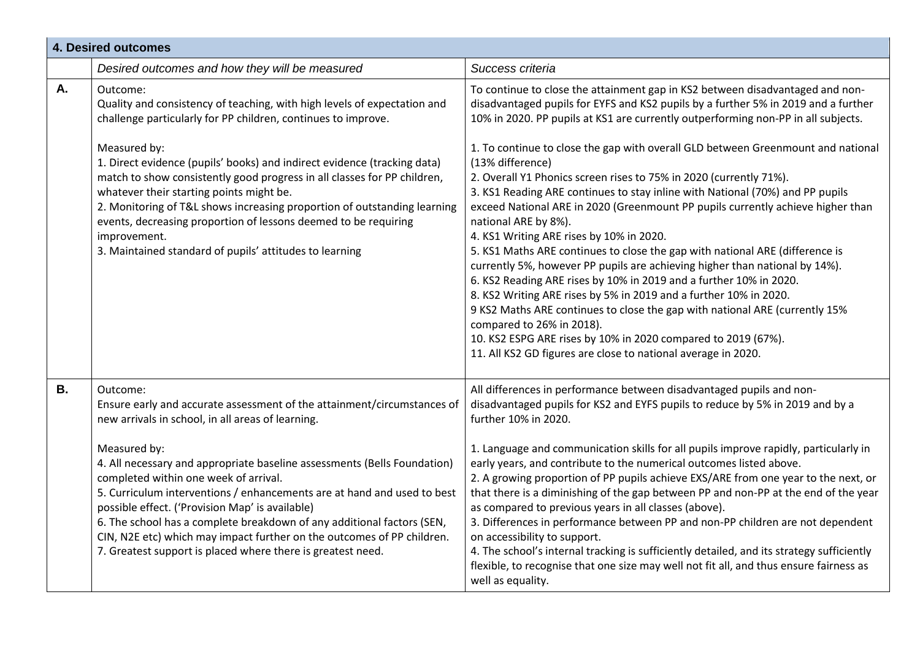| **4. Desired outcomes** | | |
|---|---|---|
| | *Desired outcomes and how they will be measured* | *Success criteria* |
| **A.** | Outcome:<br>Quality and consistency of teaching, with high levels of expectation and challenge particularly for PP children, continues to improve.<br><br>Measured by:<br>1. Direct evidence (pupils' books) and indirect evidence (tracking data) match to show consistently good progress in all classes for PP children, whatever their starting points might be.<br>2. Monitoring of T&L shows increasing proportion of outstanding learning events, decreasing proportion of lessons deemed to be requiring improvement.<br>3. Maintained standard of pupils' attitudes to learning | To continue to close the attainment gap in KS2 between disadvantaged and non-disadvantaged pupils for EYFS and KS2 pupils by a further 5% in 2019 and a further 10% in 2020. PP pupils at KS1 are currently outperforming non-PP in all subjects.<br><br>1. To continue to close the gap with overall GLD between Greenmount and national (13% difference)<br>2. Overall Y1 Phonics screen rises to 75% in 2020 (currently 71%).<br>3. KS1 Reading ARE continues to stay inline with National (70%) and PP pupils exceed National ARE in 2020 (Greenmount PP pupils currently achieve higher than national ARE by 8%).<br>4. KS1 Writing ARE rises by 10% in 2020.<br>5. KS1 Maths ARE continues to close the gap with national ARE (difference is currently 5%, however PP pupils are achieving higher than national by 14%).<br>6. KS2 Reading ARE rises by 10% in 2019 and a further 10% in 2020.<br>8. KS2 Writing ARE rises by 5% in 2019 and a further 10% in 2020.<br>9 KS2 Maths ARE continues to close the gap with national ARE (currently 15% compared to 26% in 2018).<br>10. KS2 ESPG ARE rises by 10% in 2020 compared to 2019 (67%).<br>11. All KS2 GD figures are close to national average in 2020. |
| **B.** | Outcome:<br>Ensure early and accurate assessment of the attainment/circumstances of new arrivals in school, in all areas of learning.<br><br>Measured by:<br>4. All necessary and appropriate baseline assessments (Bells Foundation) completed within one week of arrival.<br>5. Curriculum interventions / enhancements are at hand and used to best possible effect. ('Provision Map' is available)<br>6. The school has a complete breakdown of any additional factors (SEN, CIN, N2E etc) which may impact further on the outcomes of PP children.<br>7. Greatest support is placed where there is greatest need. | All differences in performance between disadvantaged pupils and non-disadvantaged pupils for KS2 and EYFS pupils to reduce by 5% in 2019 and by a further 10% in 2020.<br><br>1. Language and communication skills for all pupils improve rapidly, particularly in early years, and contribute to the numerical outcomes listed above.<br>2. A growing proportion of PP pupils achieve EXS/ARE from one year to the next, or that there is a diminishing of the gap between PP and non-PP at the end of the year as compared to previous years in all classes (above).<br>3. Differences in performance between PP and non-PP children are not dependent on accessibility to support.<br>4. The school's internal tracking is sufficiently detailed, and its strategy sufficiently flexible, to recognise that one size may well not fit all, and thus ensure fairness as well as equality. |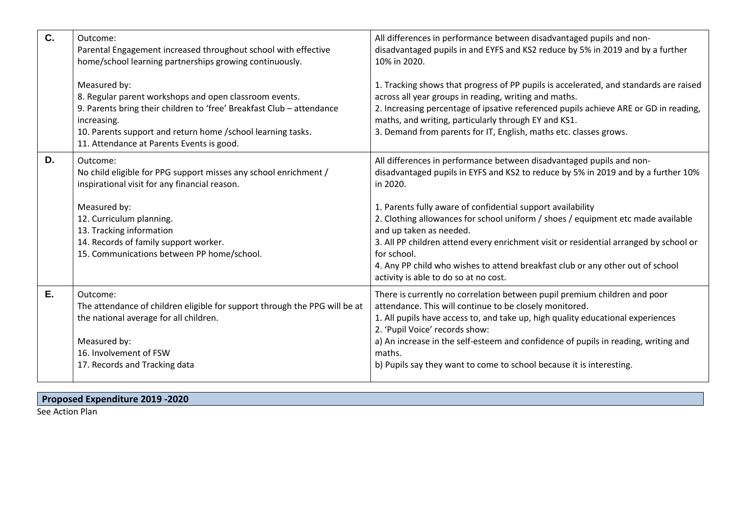| | | |
|---|---|---|
| **C.** | Outcome:<br>Parental Engagement increased throughout school with effective home/school learning partnerships growing continuously.<br><br>Measured by:<br>8. Regular parent workshops and open classroom events.<br>9. Parents bring their children to 'free' Breakfast Club – attendance increasing.<br>10. Parents support and return home /school learning tasks.<br>11. Attendance at Parents Events is good. | All differences in performance between disadvantaged pupils and non-disadvantaged pupils in and EYFS and KS2 reduce by 5% in 2019 and by a further 10% in 2020.<br><br>1. Tracking shows that progress of PP pupils is accelerated, and standards are raised across all year groups in reading, writing and maths.<br>2. Increasing percentage of ipsative referenced pupils achieve ARE or GD in reading, maths, and writing, particularly through EY and KS1.<br>3. Demand from parents for IT, English, maths etc. classes grows. |
| **D.** | Outcome:<br>No child eligible for PPG support misses any school enrichment / inspirational visit for any financial reason.<br><br>Measured by:<br>12. Curriculum planning.<br>13. Tracking information<br>14. Records of family support worker.<br>15. Communications between PP home/school. | All differences in performance between disadvantaged pupils and non-disadvantaged pupils in EYFS and KS2 to reduce by 5% in 2019 and by a further 10% in 2020.<br><br>1. Parents fully aware of confidential support availability<br>2. Clothing allowances for school uniform / shoes / equipment etc made available and up taken as needed.<br>3. All PP children attend every enrichment visit or residential arranged by school or for school.<br>4. Any PP child who wishes to attend breakfast club or any other out of school activity is able to do so at no cost. |
| **E.** | Outcome:<br>The attendance of children eligible for support through the PPG will be at the national average for all children.<br><br>Measured by:<br>16. Involvement of FSW<br>17. Records and Tracking data | There is currently no correlation between pupil premium children and poor attendance. This will continue to be closely monitored.<br>1. All pupils have access to, and take up, high quality educational experiences<br>2. 'Pupil Voice' records show:<br>a) An increase in the self-esteem and confidence of pupils in reading, writing and maths.<br>b) Pupils say they want to come to school because it is interesting. |

**Proposed Expenditure 2019 -2020**

See Action Plan